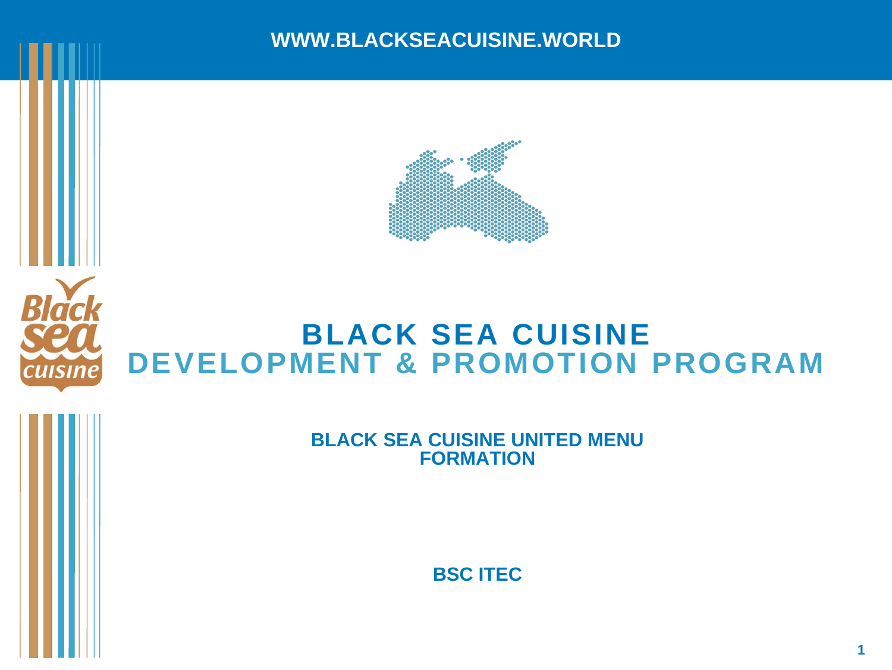WWW.BLACKSEACUISINE.WORLD

# BLACK SEA CUISINE
# DEVELOPMENT & PROMOTION PROGRAM

## BLACK SEA CUISINE UNITED MENU FORMATION

**BSC ITEC**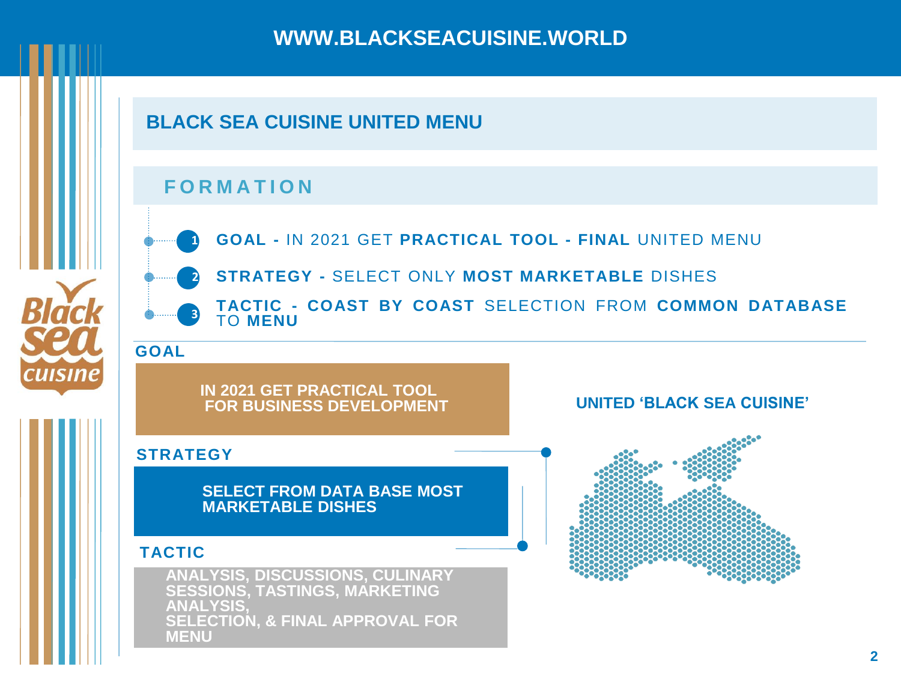# BLACK SEA CUISINE UNITED MENU

## FORMATION

1. **GOAL -** IN 2021 GET **PRACTICAL TOOL - FINAL** UNITED MENU
2. **STRATEGY -** SELECT ONLY **MOST MARKETABLE** DISHES
3. **TACTIC - COAST BY COAST** SELECTION FROM **COMMON DATABASE** TO **MENU**

### GOAL

**IN 2021 GET PRACTICAL TOOL FOR BUSINESS DEVELOPMENT**

### STRATEGY

**SELECT FROM DATA BASE MOST MARKETABLE DISHES**

### TACTIC

**ANALYSIS, DISCUSSIONS, CULINARY SESSIONS, TASTINGS, MARKETING ANALYSIS, SELECTION, & FINAL APPROVAL FOR MENU**

**UNITED 'BLACK SEA CUISINE'**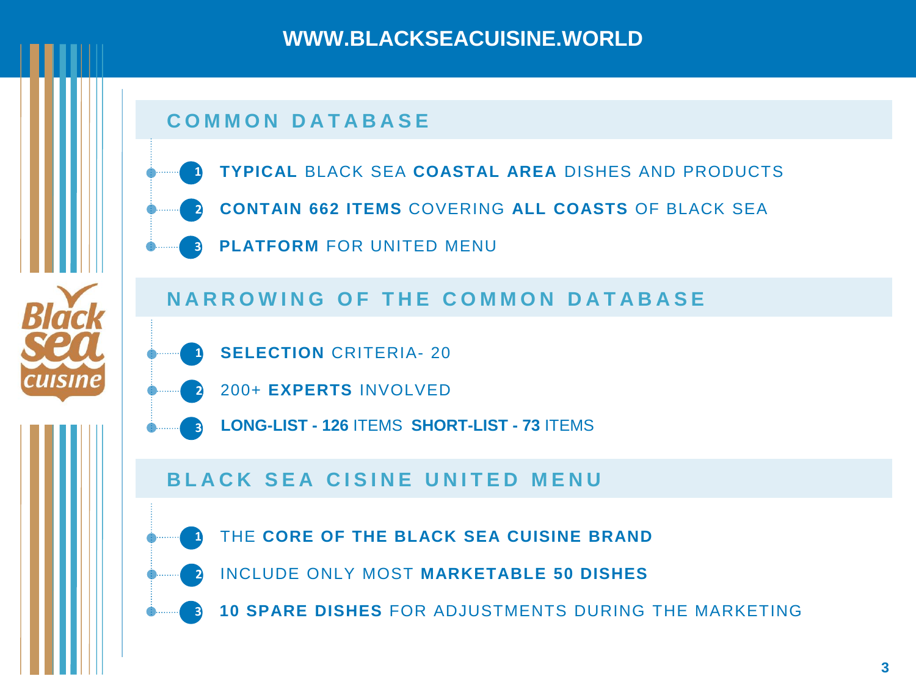# WWW.BLACKSEACUISINE.WORLD

## COMMON DATABASE

1. **TYPICAL** BLACK SEA **COASTAL AREA** DISHES AND PRODUCTS
2. **CONTAIN 662 ITEMS** COVERING **ALL COASTS** OF BLACK SEA
3. **PLATFORM** FOR UNITED MENU

## NARROWING OF THE COMMON DATABASE

1. **SELECTION** CRITERIA- 20
2. 200+ **EXPERTS** INVOLVED
3. **LONG-LIST - 126** ITEMS **SHORT-LIST - 73** ITEMS

## BLACK SEA CISINE UNITED MENU

1. THE **CORE OF THE BLACK SEA CUISINE BRAND**
2. INCLUDE ONLY MOST **MARKETABLE 50 DISHES**
3. **10 SPARE DISHES** FOR ADJUSTMENTS DURING THE MARKETING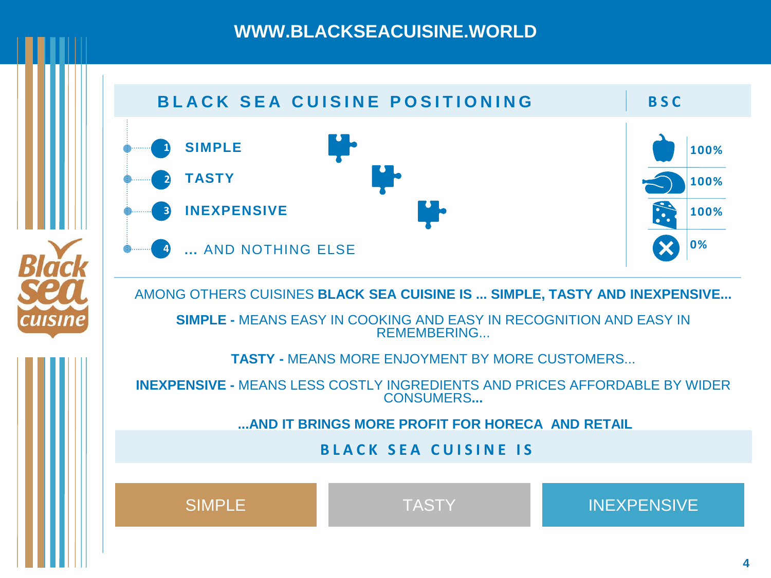## BLACK SEA CUISINE POSITIONING

1. **SIMPLE**
2. **TASTY**
3. **INEXPENSIVE**
4. **...** AND NOTHING ELSE

| BSC | |
|---|---|
| | 100% |
| | 100% |
| | 100% |
| | 0% |

AMONG OTHERS CUISINES **BLACK SEA CUISINE IS ... SIMPLE, TASTY AND INEXPENSIVE...**

**SIMPLE -** MEANS EASY IN COOKING AND EASY IN RECOGNITION AND EASY IN REMEMBERING...

**TASTY -** MEANS MORE ENJOYMENT BY MORE CUSTOMERS...

**INEXPENSIVE -** MEANS LESS COSTLY INGREDIENTS AND PRICES AFFORDABLE BY WIDER CONSUMERS**...**

**...AND IT BRINGS MORE PROFIT FOR HORECA AND RETAIL**

**BLACK SEA CUISINE IS**

SIMPLE | TASTY | INEXPENSIVE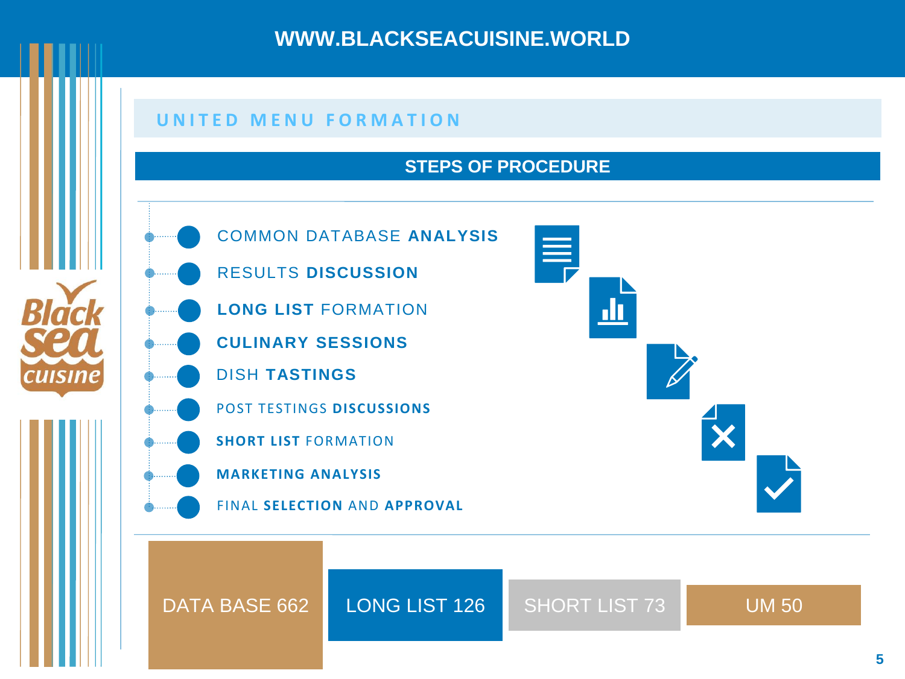# UNITED MENU FORMATION

## STEPS OF PROCEDURE

- COMMON DATABASE **ANALYSIS**
- RESULTS **DISCUSSION**
- **LONG LIST** FORMATION
- **CULINARY SESSIONS**
- DISH **TASTINGS**
- POST TESTINGS **DISCUSSIONS**
- **SHORT LIST** FORMATION
- **MARKETING ANALYSIS**
- FINAL **SELECTION** AND **APPROVAL**

DATA BASE 662 | LONG LIST 126 | SHORT LIST 73 | UM 50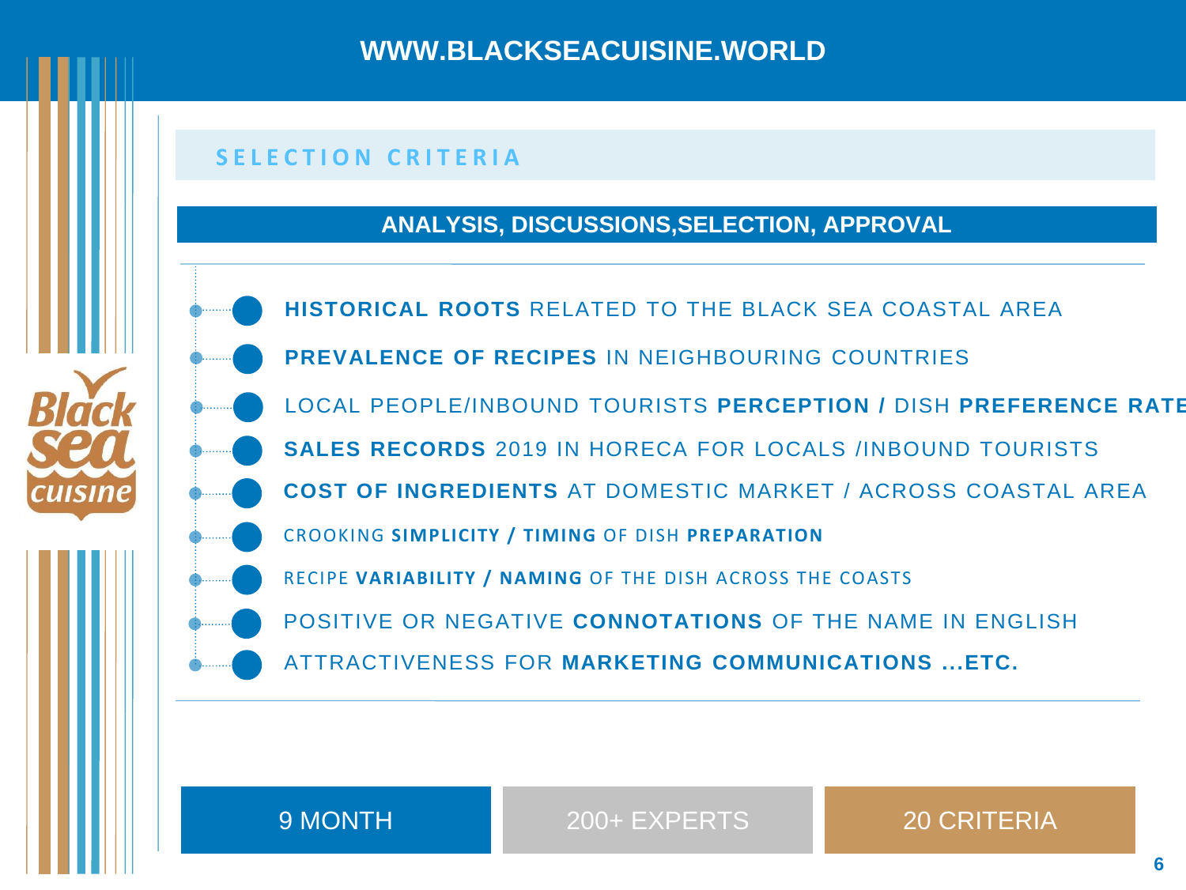WWW.BLACKSEACUISINE.WORLD

## SELECTION CRITERIA

### ANALYSIS, DISCUSSIONS,SELECTION, APPROVAL

- **HISTORICAL ROOTS** RELATED TO THE BLACK SEA COASTAL AREA
- **PREVALENCE OF RECIPES** IN NEIGHBOURING COUNTRIES
- LOCAL PEOPLE/INBOUND TOURISTS **PERCEPTION /** DISH **PREFERENCE RATE**
- **SALES RECORDS** 2019 IN HORECA FOR LOCALS /INBOUND TOURISTS
- **COST OF INGREDIENTS** AT DOMESTIC MARKET / ACROSS COASTAL AREA
- CROOKING **SIMPLICITY / TIMING** OF DISH **PREPARATION**
- RECIPE **VARIABILITY / NAMING** OF THE DISH ACROSS THE COASTS
- POSITIVE OR NEGATIVE **CONNOTATIONS** OF THE NAME IN ENGLISH
- ATTRACTIVENESS FOR **MARKETING COMMUNICATIONS ...ETC.**

9 MONTH | 200+ EXPERTS | 20 CRITERIA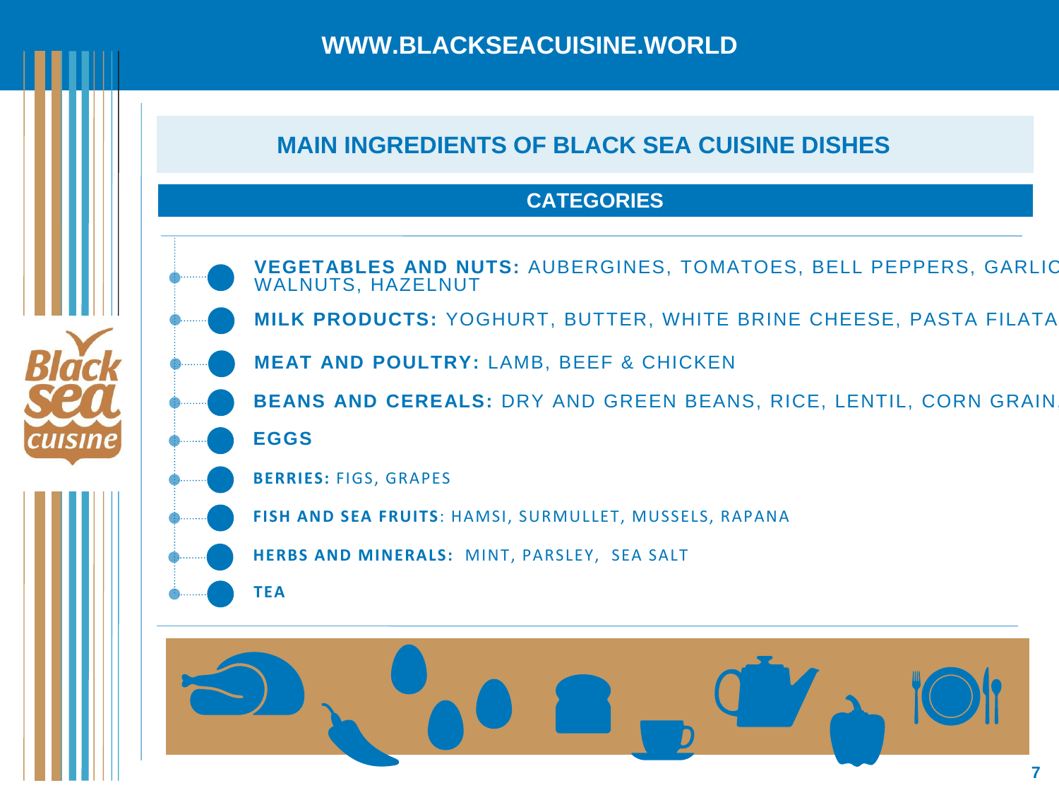WWW.BLACKSEACUISINE.WORLD

## MAIN INGREDIENTS OF BLACK SEA CUISINE DISHES

### CATEGORIES

- **VEGETABLES AND NUTS:** AUBERGINES, TOMATOES, BELL PEPPERS, GARLIC WALNUTS, HAZELNUT
- **MILK PRODUCTS:** YOGHURT, BUTTER, WHITE BRINE CHEESE, PASTA FILATA
- **MEAT AND POULTRY:** LAMB, BEEF & CHICKEN
- **BEANS AND CEREALS:** DRY AND GREEN BEANS, RICE, LENTIL, CORN GRAIN,
- **EGGS**
- **BERRIES:** FIGS, GRAPES
- **FISH AND SEA FRUITS**: HAMSI, SURMULLET, MUSSELS, RAPANA
- **HERBS AND MINERALS:** MINT, PARSLEY, SEA SALT
- **TEA**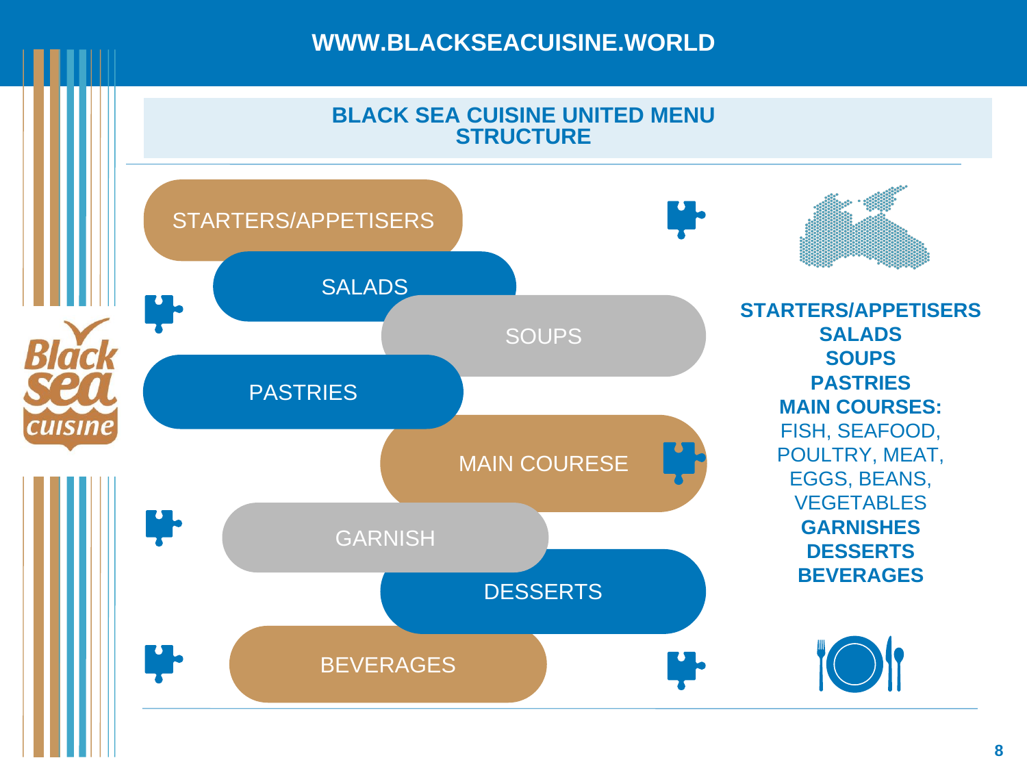WWW.BLACKSEACUISINE.WORLD

# BLACK SEA CUISINE UNITED MENU STRUCTURE

- STARTERS/APPETISERS
- SALADS
- SOUPS
- PASTRIES
- MAIN COURESE
- GARNISH
- DESSERTS
- BEVERAGES

**STARTERS/APPETISERS**
**SALADS**
**SOUPS**
**PASTRIES**
**MAIN COURSES:**
FISH, SEAFOOD, POULTRY, MEAT, EGGS, BEANS, VEGETABLES
**GARNISHES**
**DESSERTS**
**BEVERAGES**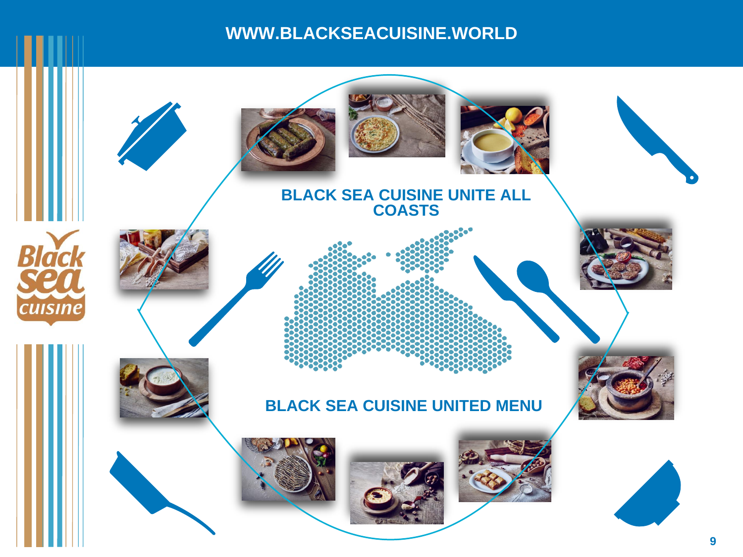WWW.BLACKSEACUISINE.WORLD

## BLACK SEA CUISINE UNITE ALL COASTS

## BLACK SEA CUISINE UNITED MENU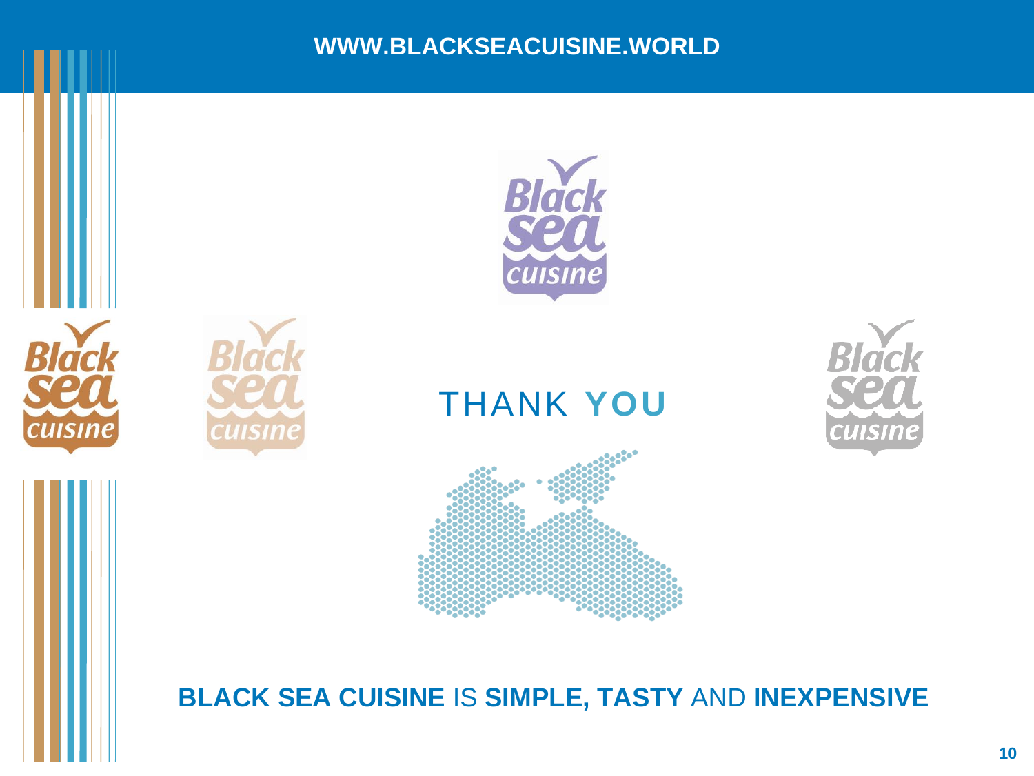WWW.BLACKSEACUISINE.WORLD

# THANK YOU

**BLACK SEA CUISINE** IS **SIMPLE, TASTY** AND **INEXPENSIVE**